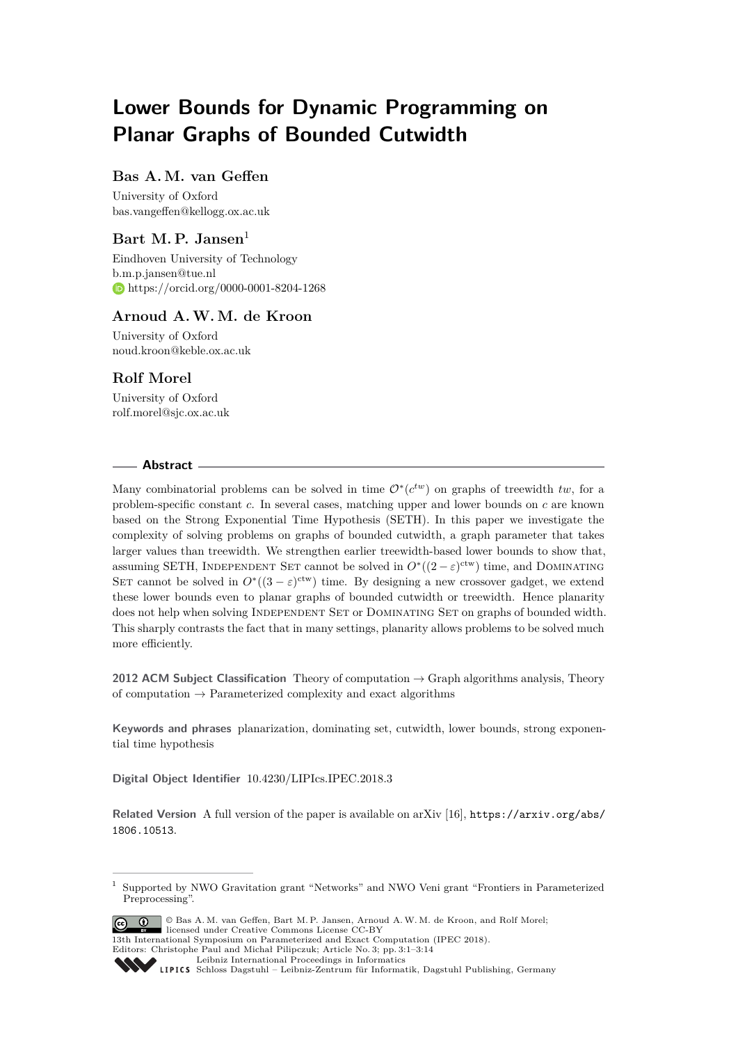# Lower Bounds for Dynamic Programming on Planar Graphs of Bounded Cutwidth

## Bas A. M. van Geffen

University of Oxford
bas.vangeffen@kellogg.ox.ac.uk

## Bart M. P. Jansen[1]

Eindhoven University of Technology
b.m.p.jansen@tue.nl
https://orcid.org/0000-0001-8204-1268

## Arnoud A. W. M. de Kroon

University of Oxford
noud.kroon@keble.ox.ac.uk

## Rolf Morel

University of Oxford
rolf.morel@sjc.ox.ac.uk

## Abstract

Many combinatorial problems can be solved in time $\mathcal{O}^*(c^{tw})$ on graphs of treewidth $tw$, for a problem-specific constant $c$. In several cases, matching upper and lower bounds on $c$ are known based on the Strong Exponential Time Hypothesis (SETH). In this paper we investigate the complexity of solving problems on graphs of bounded cutwidth, a graph parameter that takes larger values than treewidth. We strengthen earlier treewidth-based lower bounds to show that, assuming SETH, Independent Set cannot be solved in $O^*((2-\varepsilon)^{\mathrm{ctw}})$ time, and Dominating Set cannot be solved in $O^*((3-\varepsilon)^{\mathrm{ctw}})$ time. By designing a new crossover gadget, we extend these lower bounds even to planar graphs of bounded cutwidth or treewidth. Hence planarity does not help when solving Independent Set or Dominating Set on graphs of bounded width. This sharply contrasts the fact that in many settings, planarity allows problems to be solved much more efficiently.

**2012 ACM Subject Classification** Theory of computation → Graph algorithms analysis, Theory of computation → Parameterized complexity and exact algorithms

**Keywords and phrases** planarization, dominating set, cutwidth, lower bounds, strong exponential time hypothesis

**Digital Object Identifier** 10.4230/LIPIcs.IPEC.2018.3

**Related Version** A full version of the paper is available on arXiv [16], https://arxiv.org/abs/1806.10513.

---

[1] Supported by NWO Gravitation grant "Networks" and NWO Veni grant "Frontiers in Parameterized Preprocessing".

© Bas A. M. van Geffen, Bart M. P. Jansen, Arnoud A. W. M. de Kroon, and Rolf Morel; licensed under Creative Commons License CC-BY
13th International Symposium on Parameterized and Exact Computation (IPEC 2018).
Editors: Christophe Paul and Michał Pilipczuk; Article No. 3; pp. 3:1–3:14
Leibniz International Proceedings in Informatics
LIPICS Schloss Dagstuhl – Leibniz-Zentrum für Informatik, Dagstuhl Publishing, Germany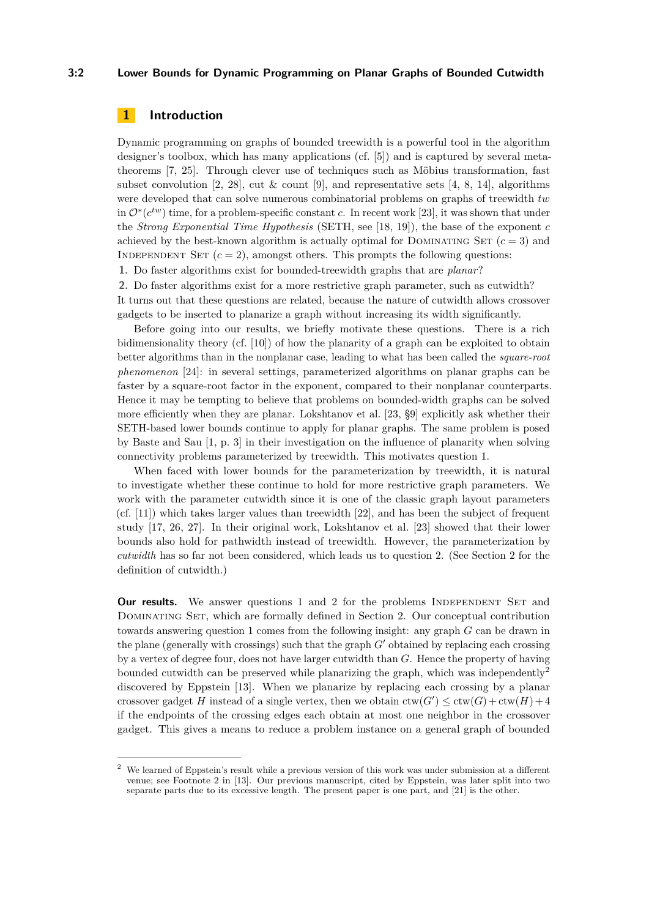## 1 Introduction

Dynamic programming on graphs of bounded treewidth is a powerful tool in the algorithm designer's toolbox, which has many applications (cf. [5]) and is captured by several meta-theorems [7, 25]. Through clever use of techniques such as Möbius transformation, fast subset convolution [2, 28], cut & count [9], and representative sets [4, 8, 14], algorithms were developed that can solve numerous combinatorial problems on graphs of treewidth *tw* in $\mathcal{O}^*(c^{tw})$ time, for a problem-specific constant $c$. In recent work [23], it was shown that under the *Strong Exponential Time Hypothesis* (SETH, see [18, 19]), the base of the exponent $c$ achieved by the best-known algorithm is actually optimal for Dominating Set ($c = 3$) and Independent Set ($c = 2$), amongst others. This prompts the following questions:

1. Do faster algorithms exist for bounded-treewidth graphs that are *planar*?
2. Do faster algorithms exist for a more restrictive graph parameter, such as cutwidth?

It turns out that these questions are related, because the nature of cutwidth allows crossover gadgets to be inserted to planarize a graph without increasing its width significantly.

Before going into our results, we briefly motivate these questions. There is a rich bidimensionality theory (cf. [10]) of how the planarity of a graph can be exploited to obtain better algorithms than in the nonplanar case, leading to what has been called the *square-root phenomenon* [24]: in several settings, parameterized algorithms on planar graphs can be faster by a square-root factor in the exponent, compared to their nonplanar counterparts. Hence it may be tempting to believe that problems on bounded-width graphs can be solved more efficiently when they are planar. Lokshtanov et al. [23, §9] explicitly ask whether their SETH-based lower bounds continue to apply for planar graphs. The same problem is posed by Baste and Sau [1, p. 3] in their investigation on the influence of planarity when solving connectivity problems parameterized by treewidth. This motivates question 1.

When faced with lower bounds for the parameterization by treewidth, it is natural to investigate whether these continue to hold for more restrictive graph parameters. We work with the parameter cutwidth since it is one of the classic graph layout parameters (cf. [11]) which takes larger values than treewidth [22], and has been the subject of frequent study [17, 26, 27]. In their original work, Lokshtanov et al. [23] showed that their lower bounds also hold for pathwidth instead of treewidth. However, the parameterization by *cutwidth* has so far not been considered, which leads us to question 2. (See Section 2 for the definition of cutwidth.)

**Our results.** We answer questions 1 and 2 for the problems Independent Set and Dominating Set, which are formally defined in Section 2. Our conceptual contribution towards answering question 1 comes from the following insight: any graph $G$ can be drawn in the plane (generally with crossings) such that the graph $G'$ obtained by replacing each crossing by a vertex of degree four, does not have larger cutwidth than $G$. Hence the property of having bounded cutwidth can be preserved while planarizing the graph, which was independently[2] discovered by Eppstein [13]. When we planarize by replacing each crossing by a planar crossover gadget $H$ instead of a single vertex, then we obtain $\text{ctw}(G') \leq \text{ctw}(G) + \text{ctw}(H) + 4$ if the endpoints of the crossing edges each obtain at most one neighbor in the crossover gadget. This gives a means to reduce a problem instance on a general graph of bounded

[2] We learned of Eppstein's result while a previous version of this work was under submission at a different venue; see Footnote 2 in [13]. Our previous manuscript, cited by Eppstein, was later split into two separate parts due to its excessive length. The present paper is one part, and [21] is the other.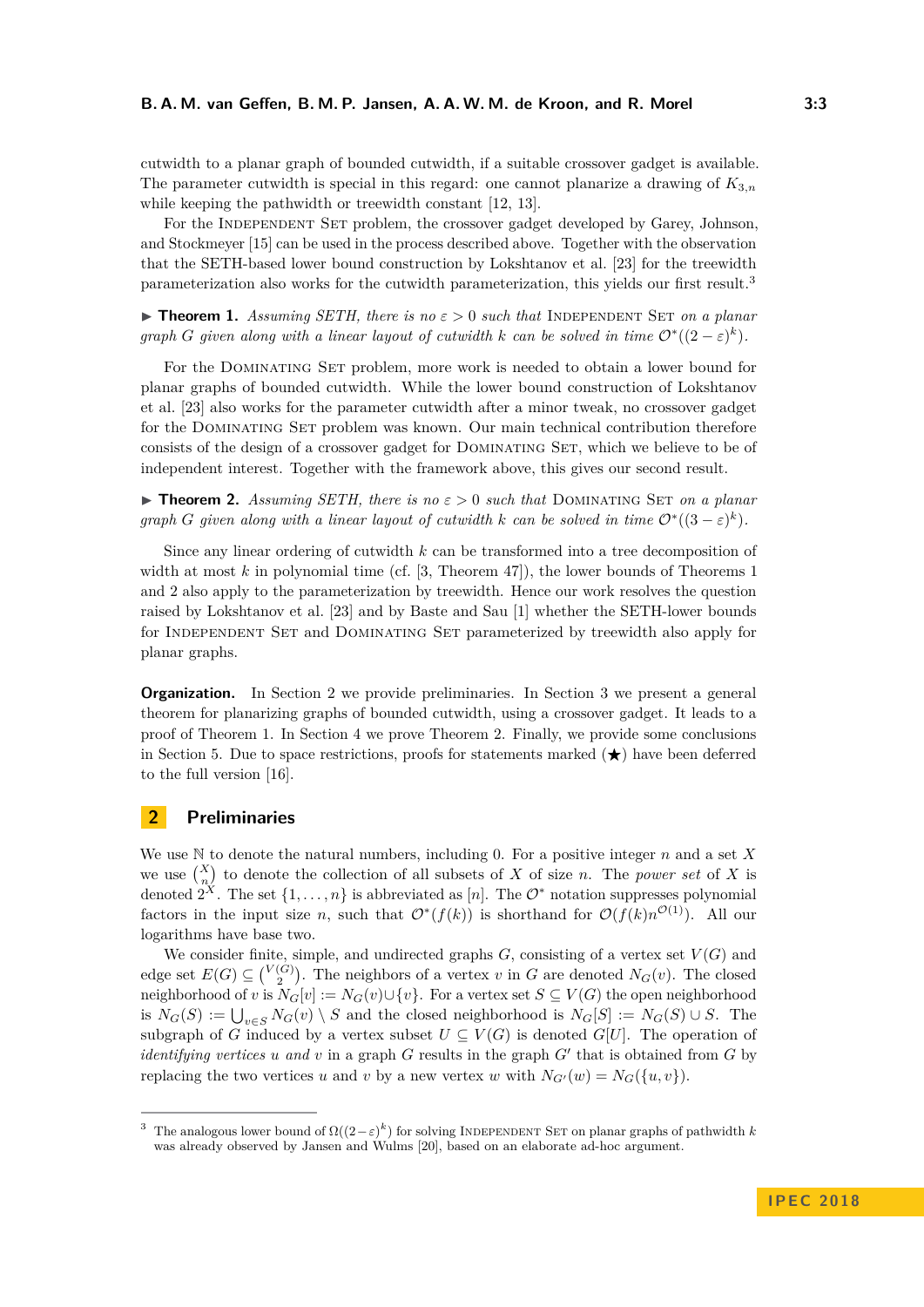cutwidth to a planar graph of bounded cutwidth, if a suitable crossover gadget is available. The parameter cutwidth is special in this regard: one cannot planarize a drawing of $K_{3,n}$ while keeping the pathwidth or treewidth constant [12, 13].

For the Independent Set problem, the crossover gadget developed by Garey, Johnson, and Stockmeyer [15] can be used in the process described above. Together with the observation that the SETH-based lower bound construction by Lokshtanov et al. [23] for the treewidth parameterization also works for the cutwidth parameterization, this yields our first result.[3]

▶ **Theorem 1.** *Assuming SETH, there is no $\varepsilon > 0$ such that* Independent Set *on a planar graph $G$ given along with a linear layout of cutwidth $k$ can be solved in time $\mathcal{O}^*((2-\varepsilon)^k)$.*

For the Dominating Set problem, more work is needed to obtain a lower bound for planar graphs of bounded cutwidth. While the lower bound construction of Lokshtanov et al. [23] also works for the parameter cutwidth after a minor tweak, no crossover gadget for the Dominating Set problem was known. Our main technical contribution therefore consists of the design of a crossover gadget for Dominating Set, which we believe to be of independent interest. Together with the framework above, this gives our second result.

▶ **Theorem 2.** *Assuming SETH, there is no $\varepsilon > 0$ such that* Dominating Set *on a planar graph $G$ given along with a linear layout of cutwidth $k$ can be solved in time $\mathcal{O}^*((3-\varepsilon)^k)$.*

Since any linear ordering of cutwidth $k$ can be transformed into a tree decomposition of width at most $k$ in polynomial time (cf. [3, Theorem 47]), the lower bounds of Theorems 1 and 2 also apply to the parameterization by treewidth. Hence our work resolves the question raised by Lokshtanov et al. [23] and by Baste and Sau [1] whether the SETH-lower bounds for Independent Set and Dominating Set parameterized by treewidth also apply for planar graphs.

**Organization.** In Section 2 we provide preliminaries. In Section 3 we present a general theorem for planarizing graphs of bounded cutwidth, using a crossover gadget. It leads to a proof of Theorem 1. In Section 4 we prove Theorem 2. Finally, we provide some conclusions in Section 5. Due to space restrictions, proofs for statements marked (★) have been deferred to the full version [16].

## 2 Preliminaries

We use $\mathbb{N}$ to denote the natural numbers, including 0. For a positive integer $n$ and a set $X$ we use $\binom{X}{n}$ to denote the collection of all subsets of $X$ of size $n$. The *power set* of $X$ is denoted $2^X$. The set $\{1, \ldots, n\}$ is abbreviated as $[n]$. The $\mathcal{O}^*$ notation suppresses polynomial factors in the input size $n$, such that $\mathcal{O}^*(f(k))$ is shorthand for $\mathcal{O}(f(k)n^{\mathcal{O}(1)})$. All our logarithms have base two.

We consider finite, simple, and undirected graphs $G$, consisting of a vertex set $V(G)$ and edge set $E(G) \subseteq \binom{V(G)}{2}$. The neighbors of a vertex $v$ in $G$ are denoted $N_G(v)$. The closed neighborhood of $v$ is $N_G[v] := N_G(v) \cup \{v\}$. For a vertex set $S \subseteq V(G)$ the open neighborhood is $N_G(S) := \bigcup_{v \in S} N_G(v) \setminus S$ and the closed neighborhood is $N_G[S] := N_G(S) \cup S$. The subgraph of $G$ induced by a vertex subset $U \subseteq V(G)$ is denoted $G[U]$. The operation of *identifying vertices $u$ and $v$* in a graph $G$ results in the graph $G'$ that is obtained from $G$ by replacing the two vertices $u$ and $v$ by a new vertex $w$ with $N_{G'}(w) = N_G(\{u, v\})$.

[3] The analogous lower bound of $\Omega((2-\varepsilon)^k)$ for solving Independent Set on planar graphs of pathwidth $k$ was already observed by Jansen and Wulms [20], based on an elaborate ad-hoc argument.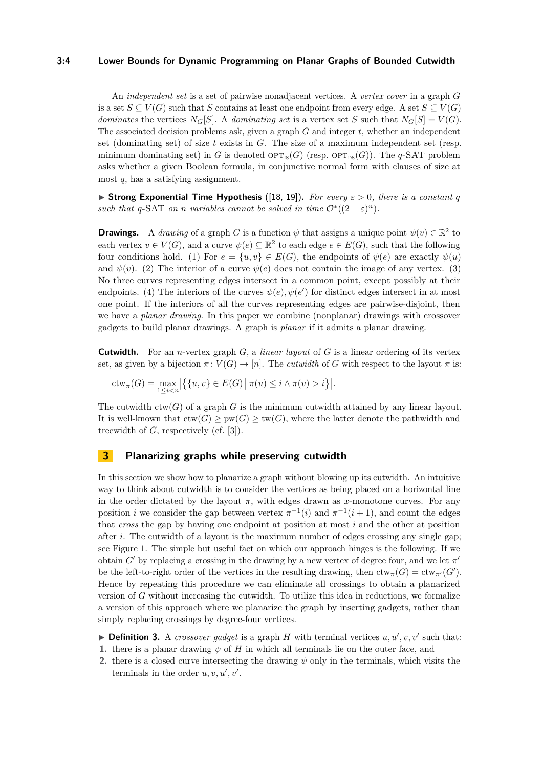An *independent set* is a set of pairwise nonadjacent vertices. A *vertex cover* in a graph $G$ is a set $S \subseteq V(G)$ such that $S$ contains at least one endpoint from every edge. A set $S \subseteq V(G)$ *dominates* the vertices $N_G[S]$. A *dominating set* is a vertex set $S$ such that $N_G[S] = V(G)$. The associated decision problems ask, given a graph $G$ and integer $t$, whether an independent set (dominating set) of size $t$ exists in $G$. The size of a maximum independent set (resp. minimum dominating set) in $G$ is denoted $\text{OPT}_{\text{IS}}(G)$ (resp. $\text{OPT}_{\text{DS}}(G)$). The $q$-SAT problem asks whether a given Boolean formula, in conjunctive normal form with clauses of size at most $q$, has a satisfying assignment.

▶ **Strong Exponential Time Hypothesis** ([18, 19])**.** *For every $\varepsilon > 0$, there is a constant $q$ such that $q$-SAT on $n$ variables cannot be solved in time $\mathcal{O}^*((2-\varepsilon)^n)$.*

**Drawings.** A *drawing* of a graph $G$ is a function $\psi$ that assigns a unique point $\psi(v) \in \mathbb{R}^2$ to each vertex $v \in V(G)$, and a curve $\psi(e) \subseteq \mathbb{R}^2$ to each edge $e \in E(G)$, such that the following four conditions hold. (1) For $e = \{u, v\} \in E(G)$, the endpoints of $\psi(e)$ are exactly $\psi(u)$ and $\psi(v)$. (2) The interior of a curve $\psi(e)$ does not contain the image of any vertex. (3) No three curves representing edges intersect in a common point, except possibly at their endpoints. (4) The interiors of the curves $\psi(e), \psi(e')$ for distinct edges intersect in at most one point. If the interiors of all the curves representing edges are pairwise-disjoint, then we have a *planar drawing*. In this paper we combine (nonplanar) drawings with crossover gadgets to build planar drawings. A graph is *planar* if it admits a planar drawing.

**Cutwidth.** For an $n$-vertex graph $G$, a *linear layout* of $G$ is a linear ordering of its vertex set, as given by a bijection $\pi \colon V(G) \to [n]$. The *cutwidth* of $G$ with respect to the layout $\pi$ is:

$$\text{ctw}_\pi(G) = \max_{1 \leq i < n} \left| \left\{ \{u, v\} \in E(G) \,\middle|\, \pi(u) \leq i \wedge \pi(v) > i \right\} \right|.$$

The cutwidth $\text{ctw}(G)$ of a graph $G$ is the minimum cutwidth attained by any linear layout. It is well-known that $\text{ctw}(G) \geq \text{pw}(G) \geq \text{tw}(G)$, where the latter denote the pathwidth and treewidth of $G$, respectively (cf. [3]).

## 3 Planarizing graphs while preserving cutwidth

In this section we show how to planarize a graph without blowing up its cutwidth. An intuitive way to think about cutwidth is to consider the vertices as being placed on a horizontal line in the order dictated by the layout $\pi$, with edges drawn as $x$-monotone curves. For any position $i$ we consider the gap between vertex $\pi^{-1}(i)$ and $\pi^{-1}(i+1)$, and count the edges that *cross* the gap by having one endpoint at position at most $i$ and the other at position after $i$. The cutwidth of a layout is the maximum number of edges crossing any single gap; see Figure 1. The simple but useful fact on which our approach hinges is the following. If we obtain $G'$ by replacing a crossing in the drawing by a new vertex of degree four, and we let $\pi'$ be the left-to-right order of the vertices in the resulting drawing, then $\text{ctw}_\pi(G) = \text{ctw}_{\pi'}(G')$. Hence by repeating this procedure we can eliminate all crossings to obtain a planarized version of $G$ without increasing the cutwidth. To utilize this idea in reductions, we formalize a version of this approach where we planarize the graph by inserting gadgets, rather than simply replacing crossings by degree-four vertices.

▶ **Definition 3.** A *crossover gadget* is a graph $H$ with terminal vertices $u, u', v, v'$ such that:
1. there is a planar drawing $\psi$ of $H$ in which all terminals lie on the outer face, and
2. there is a closed curve intersecting the drawing $\psi$ only in the terminals, which visits the terminals in the order $u, v, u', v'$.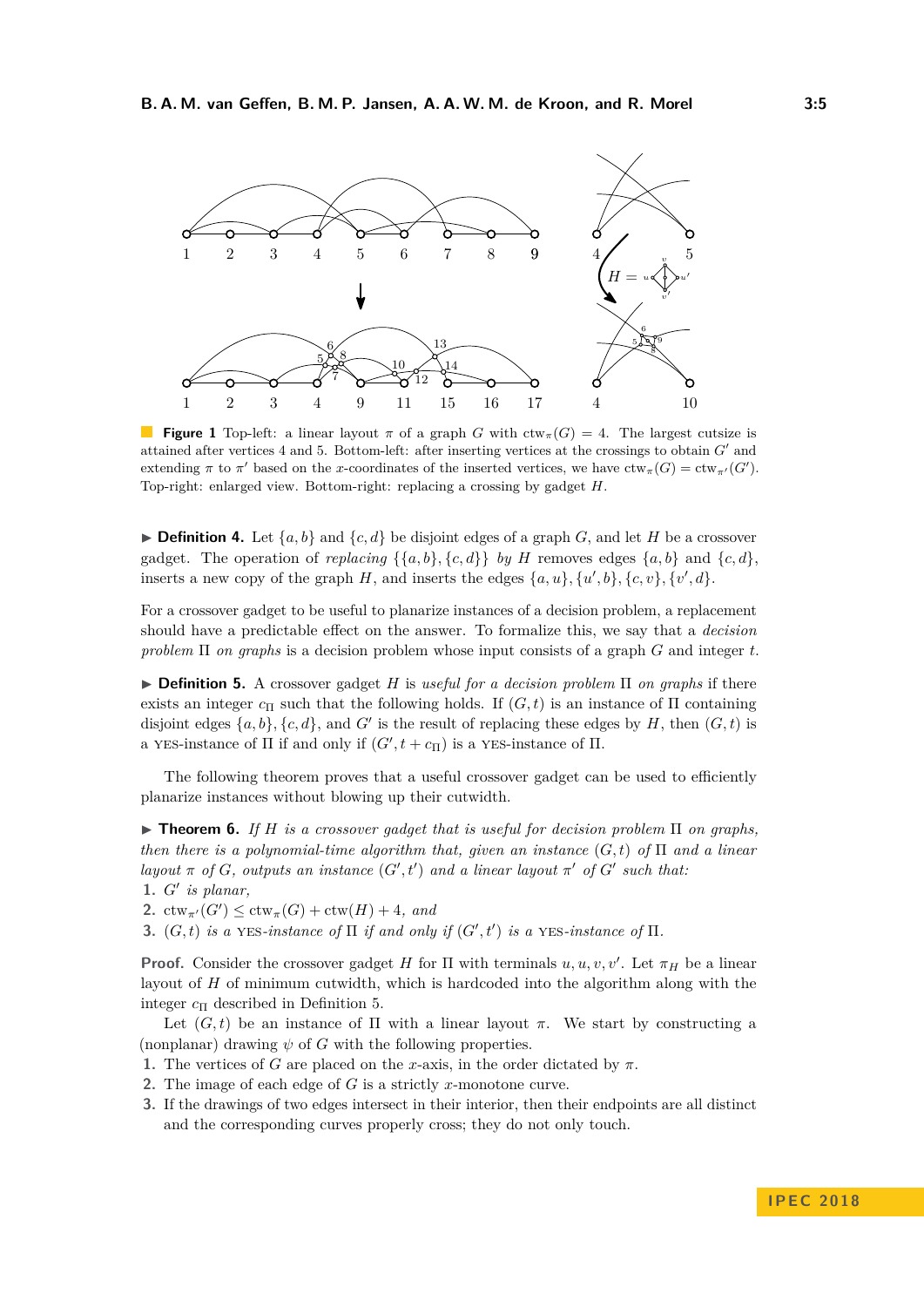**Figure 1** Top-left: a linear layout $\pi$ of a graph $G$ with $\mathrm{ctw}_\pi(G) = 4$. The largest cutsize is attained after vertices 4 and 5. Bottom-left: after inserting vertices at the crossings to obtain $G'$ and extending $\pi$ to $\pi'$ based on the $x$-coordinates of the inserted vertices, we have $\mathrm{ctw}_\pi(G) = \mathrm{ctw}_{\pi'}(G')$. Top-right: enlarged view. Bottom-right: replacing a crossing by gadget $H$.

▶ **Definition 4.** Let $\{a, b\}$ and $\{c, d\}$ be disjoint edges of a graph $G$, and let $H$ be a crossover gadget. The operation of *replacing* $\{\{a, b\}, \{c, d\}\}$ *by* $H$ removes edges $\{a, b\}$ and $\{c, d\}$, inserts a new copy of the graph $H$, and inserts the edges $\{a, u\}, \{u', b\}, \{c, v\}, \{v', d\}$.

For a crossover gadget to be useful to planarize instances of a decision problem, a replacement should have a predictable effect on the answer. To formalize this, we say that a *decision problem* $\Pi$ *on graphs* is a decision problem whose input consists of a graph $G$ and integer $t$.

▶ **Definition 5.** A crossover gadget $H$ is *useful for a decision problem* $\Pi$ *on graphs* if there exists an integer $c_\Pi$ such that the following holds. If $(G, t)$ is an instance of $\Pi$ containing disjoint edges $\{a, b\}, \{c, d\}$, and $G'$ is the result of replacing these edges by $H$, then $(G, t)$ is a YES-instance of $\Pi$ if and only if $(G', t + c_\Pi)$ is a YES-instance of $\Pi$.

The following theorem proves that a useful crossover gadget can be used to efficiently planarize instances without blowing up their cutwidth.

▶ **Theorem 6.** *If $H$ is a crossover gadget that is useful for decision problem $\Pi$ on graphs, then there is a polynomial-time algorithm that, given an instance $(G, t)$ of $\Pi$ and a linear layout $\pi$ of $G$, outputs an instance $(G', t')$ and a linear layout $\pi'$ of $G'$ such that:*

1. *$G'$ is planar,*
2. *$\mathrm{ctw}_{\pi'}(G') \leq \mathrm{ctw}_\pi(G) + \mathrm{ctw}(H) + 4$, and*
3. *$(G, t)$ is a YES-instance of $\Pi$ if and only if $(G', t')$ is a YES-instance of $\Pi$.*

**Proof.** Consider the crossover gadget $H$ for $\Pi$ with terminals $u, u, v, v'$. Let $\pi_H$ be a linear layout of $H$ of minimum cutwidth, which is hardcoded into the algorithm along with the integer $c_\Pi$ described in Definition 5.

Let $(G, t)$ be an instance of $\Pi$ with a linear layout $\pi$. We start by constructing a (nonplanar) drawing $\psi$ of $G$ with the following properties.

1. The vertices of $G$ are placed on the $x$-axis, in the order dictated by $\pi$.
2. The image of each edge of $G$ is a strictly $x$-monotone curve.
3. If the drawings of two edges intersect in their interior, then their endpoints are all distinct and the corresponding curves properly cross; they do not only touch.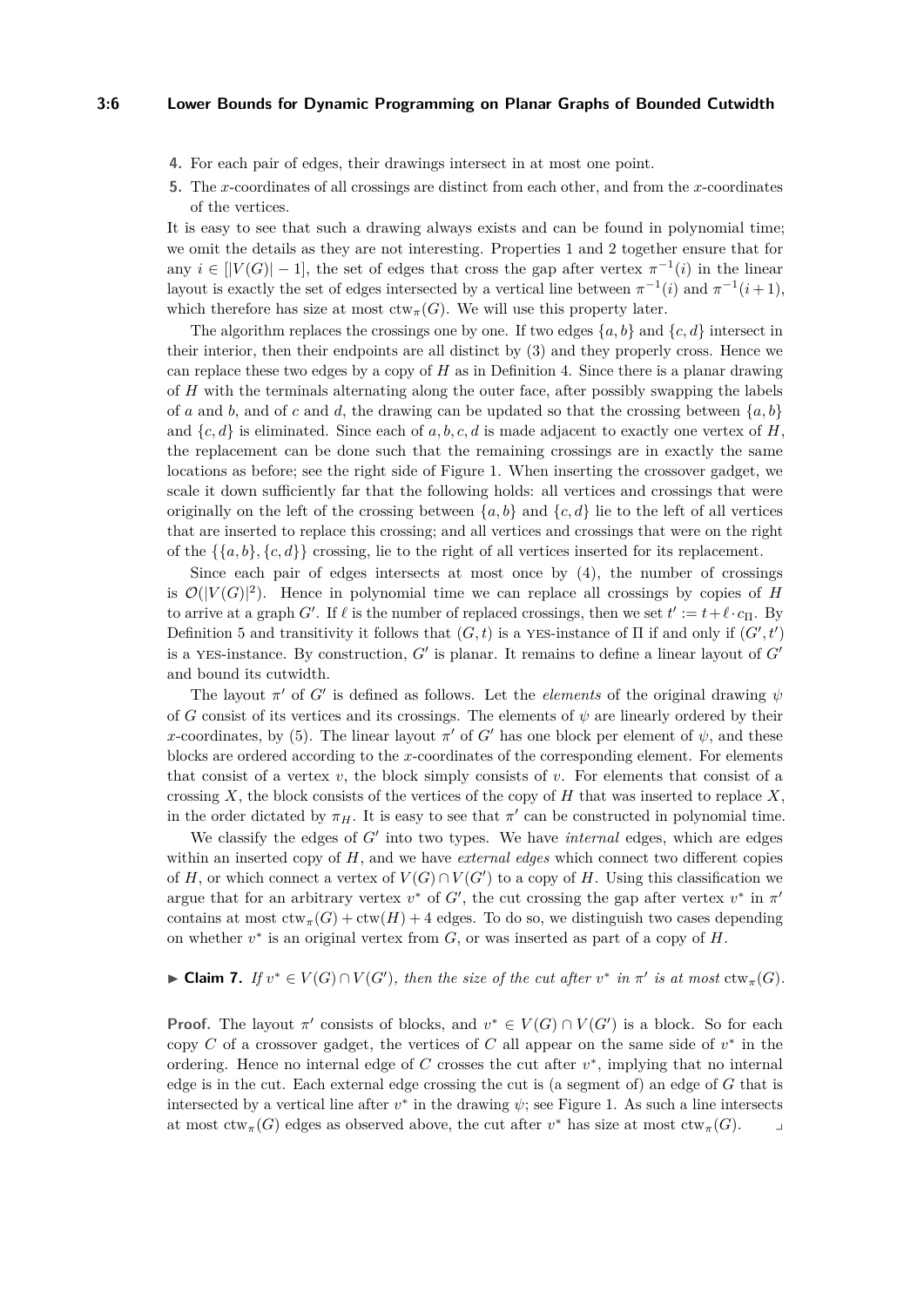4. For each pair of edges, their drawings intersect in at most one point.
5. The $x$-coordinates of all crossings are distinct from each other, and from the $x$-coordinates of the vertices.

It is easy to see that such a drawing always exists and can be found in polynomial time; we omit the details as they are not interesting. Properties 1 and 2 together ensure that for any $i \in [|V(G)| - 1]$, the set of edges that cross the gap after vertex $\pi^{-1}(i)$ in the linear layout is exactly the set of edges intersected by a vertical line between $\pi^{-1}(i)$ and $\pi^{-1}(i+1)$, which therefore has size at most $\text{ctw}_\pi(G)$. We will use this property later.

The algorithm replaces the crossings one by one. If two edges $\{a, b\}$ and $\{c, d\}$ intersect in their interior, then their endpoints are all distinct by (3) and they properly cross. Hence we can replace these two edges by a copy of $H$ as in Definition 4. Since there is a planar drawing of $H$ with the terminals alternating along the outer face, after possibly swapping the labels of $a$ and $b$, and of $c$ and $d$, the drawing can be updated so that the crossing between $\{a, b\}$ and $\{c, d\}$ is eliminated. Since each of $a, b, c, d$ is made adjacent to exactly one vertex of $H$, the replacement can be done such that the remaining crossings are in exactly the same locations as before; see the right side of Figure 1. When inserting the crossover gadget, we scale it down sufficiently far that the following holds: all vertices and crossings that were originally on the left of the crossing between $\{a, b\}$ and $\{c, d\}$ lie to the left of all vertices that are inserted to replace this crossing; and all vertices and crossings that were on the right of the $\{\{a, b\}, \{c, d\}\}$ crossing, lie to the right of all vertices inserted for its replacement.

Since each pair of edges intersects at most once by (4), the number of crossings is $\mathcal{O}(|V(G)|^2)$. Hence in polynomial time we can replace all crossings by copies of $H$ to arrive at a graph $G'$. If $\ell$ is the number of replaced crossings, then we set $t' := t + \ell \cdot c_\Pi$. By Definition 5 and transitivity it follows that $(G, t)$ is a YES-instance of $\Pi$ if and only if $(G', t')$ is a YES-instance. By construction, $G'$ is planar. It remains to define a linear layout of $G'$ and bound its cutwidth.

The layout $\pi'$ of $G'$ is defined as follows. Let the *elements* of the original drawing $\psi$ of $G$ consist of its vertices and its crossings. The elements of $\psi$ are linearly ordered by their $x$-coordinates, by (5). The linear layout $\pi'$ of $G'$ has one block per element of $\psi$, and these blocks are ordered according to the $x$-coordinates of the corresponding element. For elements that consist of a vertex $v$, the block simply consists of $v$. For elements that consist of a crossing $X$, the block consists of the vertices of the copy of $H$ that was inserted to replace $X$, in the order dictated by $\pi_H$. It is easy to see that $\pi'$ can be constructed in polynomial time.

We classify the edges of $G'$ into two types. We have *internal* edges, which are edges within an inserted copy of $H$, and we have *external edges* which connect two different copies of $H$, or which connect a vertex of $V(G) \cap V(G')$ to a copy of $H$. Using this classification we argue that for an arbitrary vertex $v^*$ of $G'$, the cut crossing the gap after vertex $v^*$ in $\pi'$ contains at most $\text{ctw}_\pi(G) + \text{ctw}(H) + 4$ edges. To do so, we distinguish two cases depending on whether $v^*$ is an original vertex from $G$, or was inserted as part of a copy of $H$.

▶ **Claim 7.** *If $v^* \in V(G) \cap V(G')$, then the size of the cut after $v^*$ in $\pi'$ is at most $\text{ctw}_\pi(G)$.*

**Proof.** The layout $\pi'$ consists of blocks, and $v^* \in V(G) \cap V(G')$ is a block. So for each copy $C$ of a crossover gadget, the vertices of $C$ all appear on the same side of $v^*$ in the ordering. Hence no internal edge of $C$ crosses the cut after $v^*$, implying that no internal edge is in the cut. Each external edge crossing the cut is (a segment of) an edge of $G$ that is intersected by a vertical line after $v^*$ in the drawing $\psi$; see Figure 1. As such a line intersects at most $\text{ctw}_\pi(G)$ edges as observed above, the cut after $v^*$ has size at most $\text{ctw}_\pi(G)$. ⌟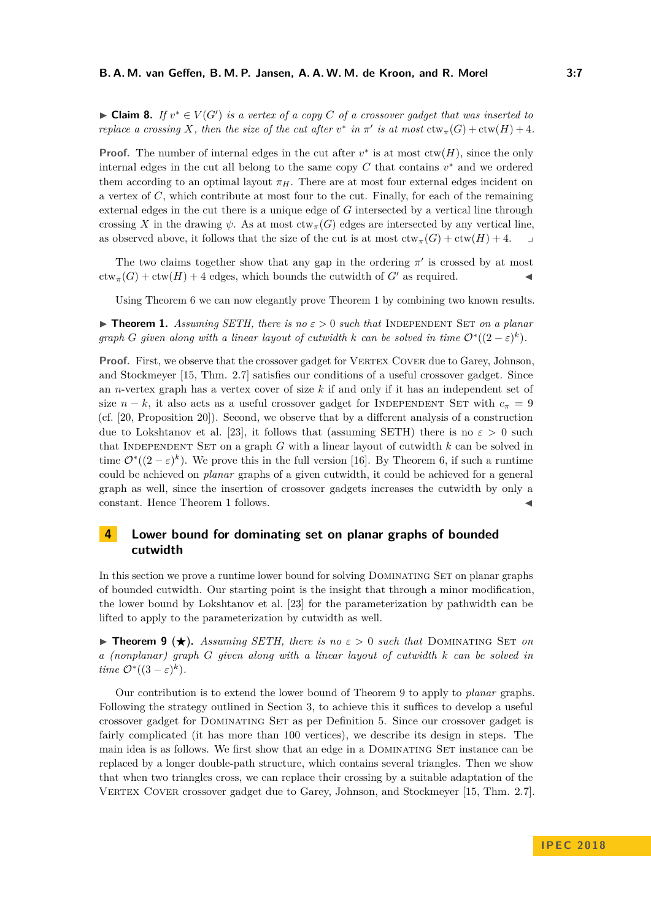▶ **Claim 8.** *If $v^* \in V(G')$ is a vertex of a copy $C$ of a crossover gadget that was inserted to replace a crossing $X$, then the size of the cut after $v^*$ in $\pi'$ is at most $\mathrm{ctw}_\pi(G) + \mathrm{ctw}(H) + 4$.*

**Proof.** The number of internal edges in the cut after $v^*$ is at most $\mathrm{ctw}(H)$, since the only internal edges in the cut all belong to the same copy $C$ that contains $v^*$ and we ordered them according to an optimal layout $\pi_H$. There are at most four external edges incident on a vertex of $C$, which contribute at most four to the cut. Finally, for each of the remaining external edges in the cut there is a unique edge of $G$ intersected by a vertical line through crossing $X$ in the drawing $\psi$. As at most $\mathrm{ctw}_\pi(G)$ edges are intersected by any vertical line, as observed above, it follows that the size of the cut is at most $\mathrm{ctw}_\pi(G) + \mathrm{ctw}(H) + 4$. ⌟

The two claims together show that any gap in the ordering $\pi'$ is crossed by at most $\mathrm{ctw}_\pi(G) + \mathrm{ctw}(H) + 4$ edges, which bounds the cutwidth of $G'$ as required. ◀

Using Theorem 6 we can now elegantly prove Theorem 1 by combining two known results.

▶ **Theorem 1.** *Assuming SETH, there is no $\varepsilon > 0$ such that* Independent Set *on a planar graph $G$ given along with a linear layout of cutwidth $k$ can be solved in time $\mathcal{O}^*((2-\varepsilon)^k)$.*

**Proof.** First, we observe that the crossover gadget for Vertex Cover due to Garey, Johnson, and Stockmeyer [15, Thm. 2.7] satisfies our conditions of a useful crossover gadget. Since an $n$-vertex graph has a vertex cover of size $k$ if and only if it has an independent set of size $n - k$, it also acts as a useful crossover gadget for Independent Set with $c_\pi = 9$ (cf. [20, Proposition 20]). Second, we observe that by a different analysis of a construction due to Lokshtanov et al. [23], it follows that (assuming SETH) there is no $\varepsilon > 0$ such that Independent Set on a graph $G$ with a linear layout of cutwidth $k$ can be solved in time $\mathcal{O}^*((2-\varepsilon)^k)$. We prove this in the full version [16]. By Theorem 6, if such a runtime could be achieved on *planar* graphs of a given cutwidth, it could be achieved for a general graph as well, since the insertion of crossover gadgets increases the cutwidth by only a constant. Hence Theorem 1 follows. ◀

## 4 Lower bound for dominating set on planar graphs of bounded cutwidth

In this section we prove a runtime lower bound for solving Dominating Set on planar graphs of bounded cutwidth. Our starting point is the insight that through a minor modification, the lower bound by Lokshtanov et al. [23] for the parameterization by pathwidth can be lifted to apply to the parameterization by cutwidth as well.

▶ **Theorem 9** (★). *Assuming SETH, there is no $\varepsilon > 0$ such that* Dominating Set *on a (nonplanar) graph $G$ given along with a linear layout of cutwidth $k$ can be solved in time $\mathcal{O}^*((3-\varepsilon)^k)$.*

Our contribution is to extend the lower bound of Theorem 9 to apply to *planar* graphs. Following the strategy outlined in Section 3, to achieve this it suffices to develop a useful crossover gadget for Dominating Set as per Definition 5. Since our crossover gadget is fairly complicated (it has more than 100 vertices), we describe its design in steps. The main idea is as follows. We first show that an edge in a Dominating Set instance can be replaced by a longer double-path structure, which contains several triangles. Then we show that when two triangles cross, we can replace their crossing by a suitable adaptation of the Vertex Cover crossover gadget due to Garey, Johnson, and Stockmeyer [15, Thm. 2.7].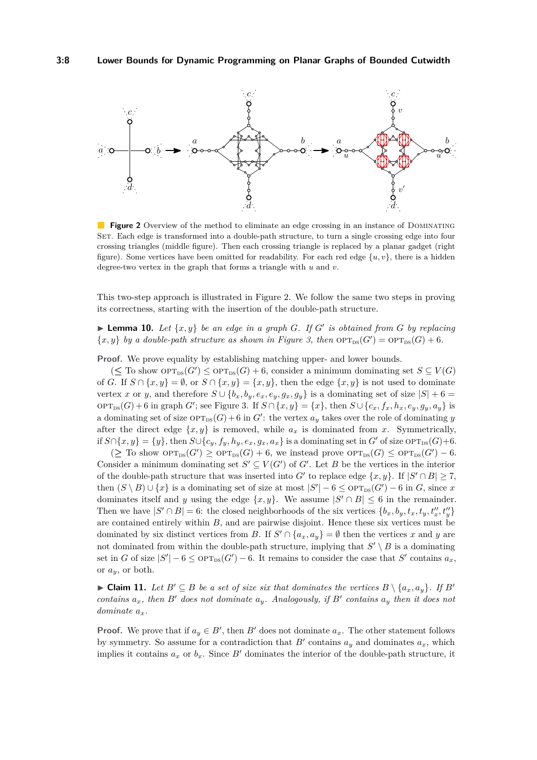**Figure 2** Overview of the method to eliminate an edge crossing in an instance of Dominating Set. Each edge is transformed into a double-path structure, to turn a single crossing edge into four crossing triangles (middle figure). Then each crossing triangle is replaced by a planar gadget (right figure). Some vertices have been omitted for readability. For each red edge $\{u, v\}$, there is a hidden degree-two vertex in the graph that forms a triangle with $u$ and $v$.

This two-step approach is illustrated in Figure 2. We follow the same two steps in proving its correctness, starting with the insertion of the double-path structure.

▶ **Lemma 10.** *Let $\{x, y\}$ be an edge in a graph $G$. If $G'$ is obtained from $G$ by replacing $\{x, y\}$ by a double-path structure as shown in Figure 3, then $\text{OPT}_{\text{DS}}(G') = \text{OPT}_{\text{DS}}(G) + 6$.*

**Proof.** We prove equality by establishing matching upper- and lower bounds.

($\leq$ To show $\text{OPT}_{\text{DS}}(G') \leq \text{OPT}_{\text{DS}}(G) + 6$, consider a minimum dominating set $S \subseteq V(G)$ of $G$. If $S \cap \{x, y\} = \emptyset$, or $S \cap \{x, y\} = \{x, y\}$, then the edge $\{x, y\}$ is not used to dominate vertex $x$ or $y$, and therefore $S \cup \{b_x, b_y, e_x, e_y, g_x, g_y\}$ is a dominating set of size $|S| + 6 = \text{OPT}_{\text{DS}}(G) + 6$ in graph $G'$; see Figure 3. If $S \cap \{x, y\} = \{x\}$, then $S \cup \{c_x, f_x, h_x, e_y, g_y, a_y\}$ is a dominating set of size $\text{OPT}_{\text{DS}}(G) + 6$ in $G'$: the vertex $a_y$ takes over the role of dominating $y$ after the direct edge $\{x, y\}$ is removed, while $a_x$ is dominated from $x$. Symmetrically, if $S \cap \{x, y\} = \{y\}$, then $S \cup \{c_y, f_y, h_y, e_x, g_x, a_x\}$ is a dominating set in $G'$ of size $\text{OPT}_{\text{DS}}(G) + 6$.

($\geq$ To show $\text{OPT}_{\text{DS}}(G') \geq \text{OPT}_{\text{DS}}(G) + 6$, we instead prove $\text{OPT}_{\text{DS}}(G) \leq \text{OPT}_{\text{DS}}(G') - 6$. Consider a minimum dominating set $S' \subseteq V(G')$ of $G'$. Let $B$ be the vertices in the interior of the double-path structure that was inserted into $G'$ to replace edge $\{x, y\}$. If $|S' \cap B| \geq 7$, then $(S \setminus B) \cup \{x\}$ is a dominating set of size at most $|S'| - 6 \leq \text{OPT}_{\text{DS}}(G') - 6$ in $G$, since $x$ dominates itself and $y$ using the edge $\{x, y\}$. We assume $|S' \cap B| \leq 6$ in the remainder. Then we have $|S' \cap B| = 6$: the closed neighborhoods of the six vertices $\{b_x, b_y, t_x, t_y, t''_x, t''_y\}$ are contained entirely within $B$, and are pairwise disjoint. Hence these six vertices must be dominated by six distinct vertices from $B$. If $S' \cap \{a_x, a_y\} = \emptyset$ then the vertices $x$ and $y$ are not dominated from within the double-path structure, implying that $S' \setminus B$ is a dominating set in $G$ of size $|S'| - 6 \leq \text{OPT}_{\text{DS}}(G') - 6$. It remains to consider the case that $S'$ contains $a_x$, or $a_y$, or both.

▶ **Claim 11.** *Let $B' \subseteq B$ be a set of size six that dominates the vertices $B \setminus \{a_x, a_y\}$. If $B'$ contains $a_x$, then $B'$ does not dominate $a_y$. Analogously, if $B'$ contains $a_y$ then it does not dominate $a_x$.*

**Proof.** We prove that if $a_y \in B'$, then $B'$ does not dominate $a_x$. The other statement follows by symmetry. So assume for a contradiction that $B'$ contains $a_y$ and dominates $a_x$, which implies it contains $a_x$ or $b_x$. Since $B'$ dominates the interior of the double-path structure, it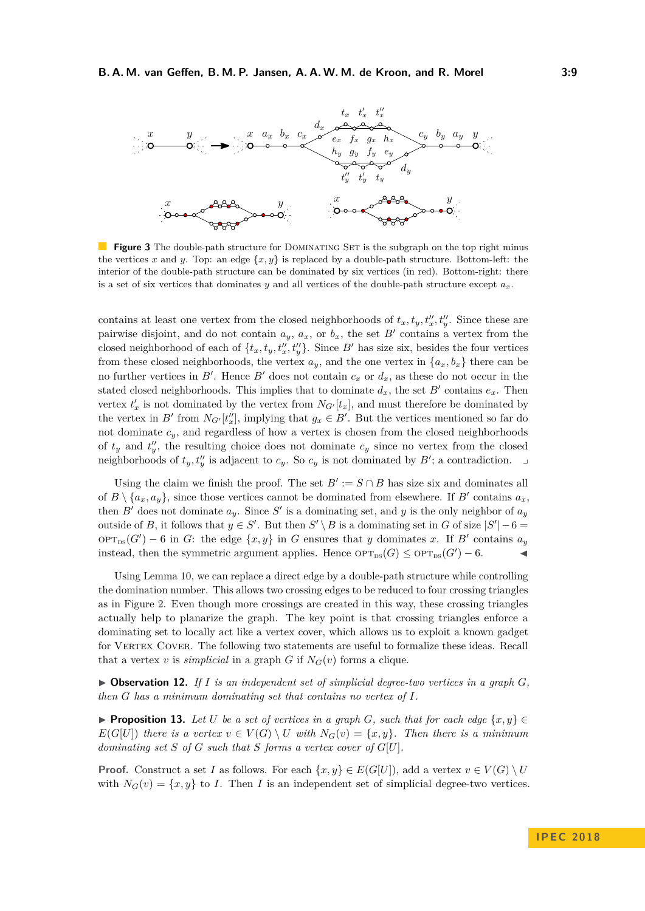**Figure 3** The double-path structure for DOMINATING SET is the subgraph on the top right minus the vertices $x$ and $y$. Top: an edge $\{x, y\}$ is replaced by a double-path structure. Bottom-left: the interior of the double-path structure can be dominated by six vertices (in red). Bottom-right: there is a set of six vertices that dominates $y$ and all vertices of the double-path structure except $a_x$.

contains at least one vertex from the closed neighborhoods of $t_x, t_y, t''_x, t''_y$. Since these are pairwise disjoint, and do not contain $a_y$, $a_x$, or $b_x$, the set $B'$ contains a vertex from the closed neighborhood of each of $\{t_x, t_y, t''_x, t''_y\}$. Since $B'$ has size six, besides the four vertices from these closed neighborhoods, the vertex $a_y$, and the one vertex in $\{a_x, b_x\}$ there can be no further vertices in $B'$. Hence $B'$ does not contain $c_x$ or $d_x$, as these do not occur in the stated closed neighborhoods. This implies that to dominate $d_x$, the set $B'$ contains $e_x$. Then vertex $t'_x$ is not dominated by the vertex from $N_{G'}[t_x]$, and must therefore be dominated by the vertex in $B'$ from $N_{G'}[t''_x]$, implying that $g_x \in B'$. But the vertices mentioned so far do not dominate $c_y$, and regardless of how a vertex is chosen from the closed neighborhoods of $t_y$ and $t''_y$, the resulting choice does not dominate $c_y$ since no vertex from the closed neighborhoods of $t_y, t''_y$ is adjacent to $c_y$. So $c_y$ is not dominated by $B'$; a contradiction. ⌟

Using the claim we finish the proof. The set $B' := S \cap B$ has size six and dominates all of $B \setminus \{a_x, a_y\}$, since those vertices cannot be dominated from elsewhere. If $B'$ contains $a_x$, then $B'$ does not dominate $a_y$. Since $S'$ is a dominating set, and $y$ is the only neighbor of $a_y$ outside of $B$, it follows that $y \in S'$. But then $S' \setminus B$ is a dominating set in $G$ of size $|S'| - 6 = \text{OPT}_{\text{DS}}(G') - 6$ in $G$: the edge $\{x, y\}$ in $G$ ensures that $y$ dominates $x$. If $B'$ contains $a_y$ instead, then the symmetric argument applies. Hence $\text{OPT}_{\text{DS}}(G) \leq \text{OPT}_{\text{DS}}(G') - 6$. ◀

Using Lemma 10, we can replace a direct edge by a double-path structure while controlling the domination number. This allows two crossing edges to be reduced to four crossing triangles as in Figure 2. Even though more crossings are created in this way, these crossing triangles actually help to planarize the graph. The key point is that crossing triangles enforce a dominating set to locally act like a vertex cover, which allows us to exploit a known gadget for VERTEX COVER. The following two statements are useful to formalize these ideas. Recall that a vertex $v$ is *simplicial* in a graph $G$ if $N_G(v)$ forms a clique.

▶ **Observation 12.** *If $I$ is an independent set of simplicial degree-two vertices in a graph $G$, then $G$ has a minimum dominating set that contains no vertex of $I$.*

▶ **Proposition 13.** *Let $U$ be a set of vertices in a graph $G$, such that for each edge $\{x, y\} \in E(G[U])$ there is a vertex $v \in V(G) \setminus U$ with $N_G(v) = \{x, y\}$. Then there is a minimum dominating set $S$ of $G$ such that $S$ forms a vertex cover of $G[U]$.*

**Proof.** Construct a set $I$ as follows. For each $\{x, y\} \in E(G[U])$, add a vertex $v \in V(G) \setminus U$ with $N_G(v) = \{x, y\}$ to $I$. Then $I$ is an independent set of simplicial degree-two vertices.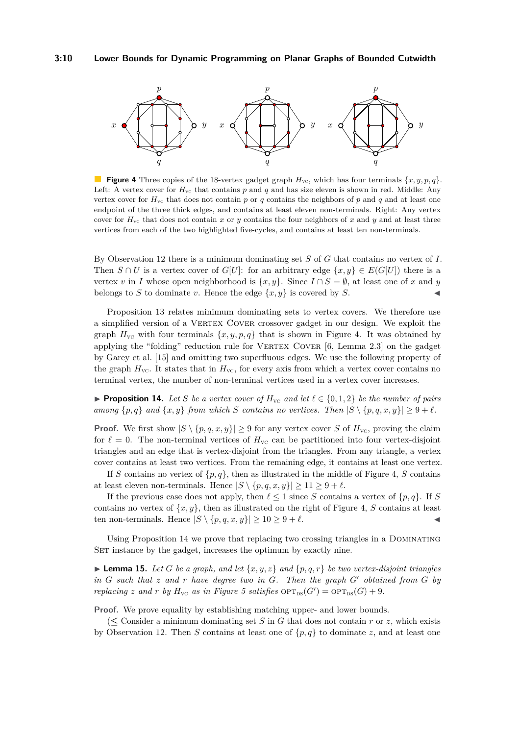**Figure 4** Three copies of the 18-vertex gadget graph $H_{\text{VC}}$, which has four terminals $\{x, y, p, q\}$. Left: A vertex cover for $H_{\text{VC}}$ that contains $p$ and $q$ and has size eleven is shown in red. Middle: Any vertex cover for $H_{\text{VC}}$ that does not contain $p$ or $q$ contains the neighbors of $p$ and $q$ and at least one endpoint of the three thick edges, and contains at least eleven non-terminals. Right: Any vertex cover for $H_{\text{VC}}$ that does not contain $x$ or $y$ contains the four neighbors of $x$ and $y$ and at least three vertices from each of the two highlighted five-cycles, and contains at least ten non-terminals.

By Observation 12 there is a minimum dominating set $S$ of $G$ that contains no vertex of $I$. Then $S \cap U$ is a vertex cover of $G[U]$: for an arbitrary edge $\{x, y\} \in E(G[U])$ there is a vertex $v$ in $I$ whose open neighborhood is $\{x, y\}$. Since $I \cap S = \emptyset$, at least one of $x$ and $y$ belongs to $S$ to dominate $v$. Hence the edge $\{x, y\}$ is covered by $S$. ◀

Proposition 13 relates minimum dominating sets to vertex covers. We therefore use a simplified version of a Vertex Cover crossover gadget in our design. We exploit the graph $H_{\text{VC}}$ with four terminals $\{x, y, p, q\}$ that is shown in Figure 4. It was obtained by applying the "folding" reduction rule for Vertex Cover [6, Lemma 2.3] on the gadget by Garey et al. [15] and omitting two superfluous edges. We use the following property of the graph $H_{\text{VC}}$. It states that in $H_{\text{VC}}$, for every axis from which a vertex cover contains no terminal vertex, the number of non-terminal vertices used in a vertex cover increases.

▶ **Proposition 14.** *Let $S$ be a vertex cover of $H_{\text{VC}}$ and let $\ell \in \{0, 1, 2\}$ be the number of pairs among $\{p, q\}$ and $\{x, y\}$ from which $S$ contains no vertices. Then $|S \setminus \{p, q, x, y\}| \geq 9 + \ell$.*

**Proof.** We first show $|S \setminus \{p, q, x, y\}| \geq 9$ for any vertex cover $S$ of $H_{\text{VC}}$, proving the claim for $\ell = 0$. The non-terminal vertices of $H_{\text{VC}}$ can be partitioned into four vertex-disjoint triangles and an edge that is vertex-disjoint from the triangles. From any triangle, a vertex cover contains at least two vertices. From the remaining edge, it contains at least one vertex.

If $S$ contains no vertex of $\{p, q\}$, then as illustrated in the middle of Figure 4, $S$ contains at least eleven non-terminals. Hence $|S \setminus \{p, q, x, y\}| \geq 11 \geq 9 + \ell$.

If the previous case does not apply, then $\ell \leq 1$ since $S$ contains a vertex of $\{p, q\}$. If $S$ contains no vertex of $\{x, y\}$, then as illustrated on the right of Figure 4, $S$ contains at least ten non-terminals. Hence $|S \setminus \{p, q, x, y\}| \geq 10 \geq 9 + \ell$. ◀

Using Proposition 14 we prove that replacing two crossing triangles in a Dominating Set instance by the gadget, increases the optimum by exactly nine.

▶ **Lemma 15.** *Let $G$ be a graph, and let $\{x, y, z\}$ and $\{p, q, r\}$ be two vertex-disjoint triangles in $G$ such that $z$ and $r$ have degree two in $G$. Then the graph $G'$ obtained from $G$ by replacing $z$ and $r$ by $H_{\text{VC}}$ as in Figure 5 satisfies $\text{OPT}_{\text{DS}}(G') = \text{OPT}_{\text{DS}}(G) + 9$.*

**Proof.** We prove equality by establishing matching upper- and lower bounds.

($\leq$ Consider a minimum dominating set $S$ in $G$ that does not contain $r$ or $z$, which exists by Observation 12. Then $S$ contains at least one of $\{p, q\}$ to dominate $z$, and at least one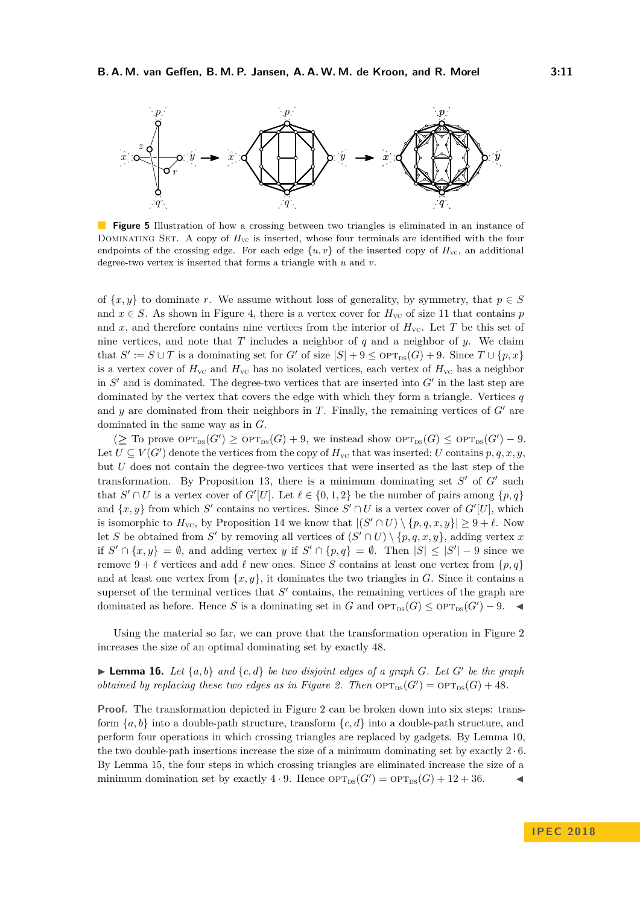**Figure 5** Illustration of how a crossing between two triangles is eliminated in an instance of Dominating Set. A copy of $H_{\text{VC}}$ is inserted, whose four terminals are identified with the four endpoints of the crossing edge. For each edge $\{u, v\}$ of the inserted copy of $H_{\text{VC}}$, an additional degree-two vertex is inserted that forms a triangle with $u$ and $v$.

of $\{x, y\}$ to dominate $r$. We assume without loss of generality, by symmetry, that $p \in S$ and $x \in S$. As shown in Figure 4, there is a vertex cover for $H_{\text{VC}}$ of size 11 that contains $p$ and $x$, and therefore contains nine vertices from the interior of $H_{\text{VC}}$. Let $T$ be this set of nine vertices, and note that $T$ includes a neighbor of $q$ and a neighbor of $y$. We claim that $S' := S \cup T$ is a dominating set for $G'$ of size $|S| + 9 \leq \text{OPT}_{\text{DS}}(G) + 9$. Since $T \cup \{p, x\}$ is a vertex cover of $H_{\text{VC}}$ and $H_{\text{VC}}$ has no isolated vertices, each vertex of $H_{\text{VC}}$ has a neighbor in $S'$ and is dominated. The degree-two vertices that are inserted into $G'$ in the last step are dominated by the vertex that covers the edge with which they form a triangle. Vertices $q$ and $y$ are dominated from their neighbors in $T$. Finally, the remaining vertices of $G'$ are dominated in the same way as in $G$.

($\geq$ To prove $\text{OPT}_{\text{DS}}(G') \geq \text{OPT}_{\text{DS}}(G) + 9$, we instead show $\text{OPT}_{\text{DS}}(G) \leq \text{OPT}_{\text{DS}}(G') - 9$. Let $U \subseteq V(G')$ denote the vertices from the copy of $H_{\text{VC}}$ that was inserted; $U$ contains $p, q, x, y$, but $U$ does not contain the degree-two vertices that were inserted as the last step of the transformation. By Proposition 13, there is a minimum dominating set $S'$ of $G'$ such that $S' \cap U$ is a vertex cover of $G'[U]$. Let $\ell \in \{0, 1, 2\}$ be the number of pairs among $\{p, q\}$ and $\{x, y\}$ from which $S'$ contains no vertices. Since $S' \cap U$ is a vertex cover of $G'[U]$, which is isomorphic to $H_{\text{VC}}$, by Proposition 14 we know that $|(S' \cap U) \setminus \{p, q, x, y\}| \geq 9 + \ell$. Now let $S$ be obtained from $S'$ by removing all vertices of $(S' \cap U) \setminus \{p, q, x, y\}$, adding vertex $x$ if $S' \cap \{x, y\} = \emptyset$, and adding vertex $y$ if $S' \cap \{p, q\} = \emptyset$. Then $|S| \leq |S'| - 9$ since we remove $9 + \ell$ vertices and add $\ell$ new ones. Since $S$ contains at least one vertex from $\{p, q\}$ and at least one vertex from $\{x, y\}$, it dominates the two triangles in $G$. Since it contains a superset of the terminal vertices that $S'$ contains, the remaining vertices of the graph are dominated as before. Hence $S$ is a dominating set in $G$ and $\text{OPT}_{\text{DS}}(G) \leq \text{OPT}_{\text{DS}}(G') - 9$. ◀

Using the material so far, we can prove that the transformation operation in Figure 2 increases the size of an optimal dominating set by exactly 48.

▶ **Lemma 16.** *Let $\{a, b\}$ and $\{c, d\}$ be two disjoint edges of a graph $G$. Let $G'$ be the graph obtained by replacing these two edges as in Figure 2. Then $\text{OPT}_{\text{DS}}(G') = \text{OPT}_{\text{DS}}(G) + 48$.*

**Proof.** The transformation depicted in Figure 2 can be broken down into six steps: transform $\{a, b\}$ into a double-path structure, transform $\{c, d\}$ into a double-path structure, and perform four operations in which crossing triangles are replaced by gadgets. By Lemma 10, the two double-path insertions increase the size of a minimum dominating set by exactly $2 \cdot 6$. By Lemma 15, the four steps in which crossing triangles are eliminated increase the size of a minimum domination set by exactly $4 \cdot 9$. Hence $\text{OPT}_{\text{DS}}(G') = \text{OPT}_{\text{DS}}(G) + 12 + 36$. ◀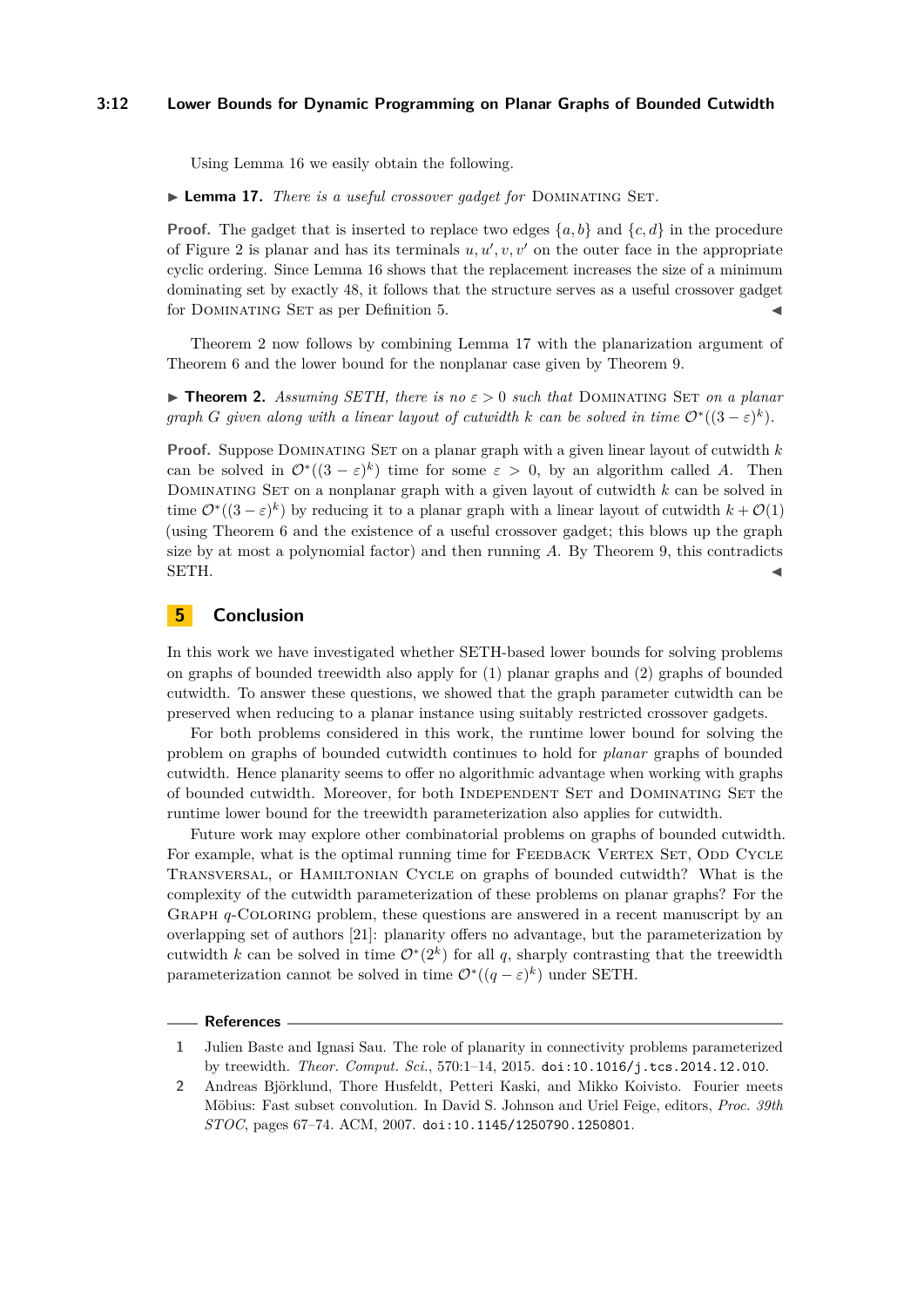Using Lemma 16 we easily obtain the following.

▶ **Lemma 17.** *There is a useful crossover gadget for* Dominating Set*.*

**Proof.** The gadget that is inserted to replace two edges $\{a, b\}$ and $\{c, d\}$ in the procedure of Figure 2 is planar and has its terminals $u, u', v, v'$ on the outer face in the appropriate cyclic ordering. Since Lemma 16 shows that the replacement increases the size of a minimum dominating set by exactly 48, it follows that the structure serves as a useful crossover gadget for Dominating Set as per Definition 5. ◀

Theorem 2 now follows by combining Lemma 17 with the planarization argument of Theorem 6 and the lower bound for the nonplanar case given by Theorem 9.

▶ **Theorem 2.** *Assuming SETH, there is no $\varepsilon > 0$ such that* Dominating Set *on a planar graph $G$ given along with a linear layout of cutwidth $k$ can be solved in time $\mathcal{O}^*((3-\varepsilon)^k)$.*

**Proof.** Suppose Dominating Set on a planar graph with a given linear layout of cutwidth $k$ can be solved in $\mathcal{O}^*((3-\varepsilon)^k)$ time for some $\varepsilon > 0$, by an algorithm called $A$. Then Dominating Set on a nonplanar graph with a given layout of cutwidth $k$ can be solved in time $\mathcal{O}^*((3-\varepsilon)^k)$ by reducing it to a planar graph with a linear layout of cutwidth $k + \mathcal{O}(1)$ (using Theorem 6 and the existence of a useful crossover gadget; this blows up the graph size by at most a polynomial factor) and then running $A$. By Theorem 9, this contradicts SETH. ◀

## 5 Conclusion

In this work we have investigated whether SETH-based lower bounds for solving problems on graphs of bounded treewidth also apply for (1) planar graphs and (2) graphs of bounded cutwidth. To answer these questions, we showed that the graph parameter cutwidth can be preserved when reducing to a planar instance using suitably restricted crossover gadgets.

For both problems considered in this work, the runtime lower bound for solving the problem on graphs of bounded cutwidth continues to hold for *planar* graphs of bounded cutwidth. Hence planarity seems to offer no algorithmic advantage when working with graphs of bounded cutwidth. Moreover, for both Independent Set and Dominating Set the runtime lower bound for the treewidth parameterization also applies for cutwidth.

Future work may explore other combinatorial problems on graphs of bounded cutwidth. For example, what is the optimal running time for Feedback Vertex Set, Odd Cycle Transversal, or Hamiltonian Cycle on graphs of bounded cutwidth? What is the complexity of the cutwidth parameterization of these problems on planar graphs? For the Graph $q$-Coloring problem, these questions are answered in a recent manuscript by an overlapping set of authors [21]: planarity offers no advantage, but the parameterization by cutwidth $k$ can be solved in time $\mathcal{O}^*(2^k)$ for all $q$, sharply contrasting that the treewidth parameterization cannot be solved in time $\mathcal{O}^*((q-\varepsilon)^k)$ under SETH.

## References

1. Julien Baste and Ignasi Sau. The role of planarity in connectivity problems parameterized by treewidth. *Theor. Comput. Sci.*, 570:1–14, 2015. doi:10.1016/j.tcs.2014.12.010.
2. Andreas Björklund, Thore Husfeldt, Petteri Kaski, and Mikko Koivisto. Fourier meets Möbius: Fast subset convolution. In David S. Johnson and Uriel Feige, editors, *Proc. 39th STOC*, pages 67–74. ACM, 2007. doi:10.1145/1250790.1250801.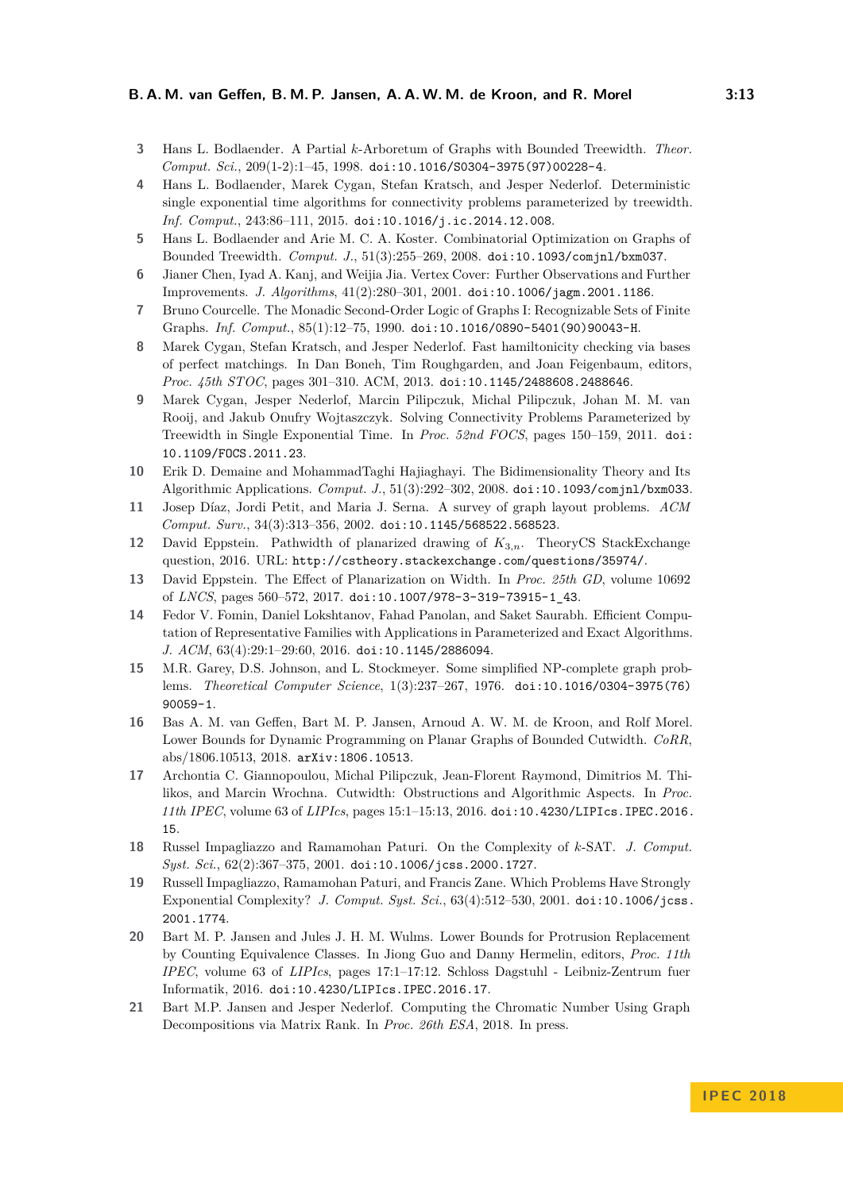3. Hans L. Bodlaender. A Partial $k$-Arboretum of Graphs with Bounded Treewidth. *Theor. Comput. Sci.*, 209(1-2):1–45, 1998. doi:10.1016/S0304-3975(97)00228-4.
4. Hans L. Bodlaender, Marek Cygan, Stefan Kratsch, and Jesper Nederlof. Deterministic single exponential time algorithms for connectivity problems parameterized by treewidth. *Inf. Comput.*, 243:86–111, 2015. doi:10.1016/j.ic.2014.12.008.
5. Hans L. Bodlaender and Arie M. C. A. Koster. Combinatorial Optimization on Graphs of Bounded Treewidth. *Comput. J.*, 51(3):255–269, 2008. doi:10.1093/comjnl/bxm037.
6. Jianer Chen, Iyad A. Kanj, and Weijia Jia. Vertex Cover: Further Observations and Further Improvements. *J. Algorithms*, 41(2):280–301, 2001. doi:10.1006/jagm.2001.1186.
7. Bruno Courcelle. The Monadic Second-Order Logic of Graphs I: Recognizable Sets of Finite Graphs. *Inf. Comput.*, 85(1):12–75, 1990. doi:10.1016/0890-5401(90)90043-H.
8. Marek Cygan, Stefan Kratsch, and Jesper Nederlof. Fast hamiltonicity checking via bases of perfect matchings. In Dan Boneh, Tim Roughgarden, and Joan Feigenbaum, editors, *Proc. 45th STOC*, pages 301–310. ACM, 2013. doi:10.1145/2488608.2488646.
9. Marek Cygan, Jesper Nederlof, Marcin Pilipczuk, Michal Pilipczuk, Johan M. M. van Rooij, and Jakub Onufry Wojtaszczyk. Solving Connectivity Problems Parameterized by Treewidth in Single Exponential Time. In *Proc. 52nd FOCS*, pages 150–159, 2011. doi:10.1109/FOCS.2011.23.
10. Erik D. Demaine and MohammadTaghi Hajiaghayi. The Bidimensionality Theory and Its Algorithmic Applications. *Comput. J.*, 51(3):292–302, 2008. doi:10.1093/comjnl/bxm033.
11. Josep Díaz, Jordi Petit, and Maria J. Serna. A survey of graph layout problems. *ACM Comput. Surv.*, 34(3):313–356, 2002. doi:10.1145/568522.568523.
12. David Eppstein. Pathwidth of planarized drawing of $K_{3,n}$. TheoryCS StackExchange question, 2016. URL: http://cstheory.stackexchange.com/questions/35974/.
13. David Eppstein. The Effect of Planarization on Width. In *Proc. 25th GD*, volume 10692 of *LNCS*, pages 560–572, 2017. doi:10.1007/978-3-319-73915-1_43.
14. Fedor V. Fomin, Daniel Lokshtanov, Fahad Panolan, and Saket Saurabh. Efficient Computation of Representative Families with Applications in Parameterized and Exact Algorithms. *J. ACM*, 63(4):29:1–29:60, 2016. doi:10.1145/2886094.
15. M.R. Garey, D.S. Johnson, and L. Stockmeyer. Some simplified NP-complete graph problems. *Theoretical Computer Science*, 1(3):237–267, 1976. doi:10.1016/0304-3975(76)90059-1.
16. Bas A. M. van Geffen, Bart M. P. Jansen, Arnoud A. W. M. de Kroon, and Rolf Morel. Lower Bounds for Dynamic Programming on Planar Graphs of Bounded Cutwidth. *CoRR*, abs/1806.10513, 2018. arXiv:1806.10513.
17. Archontia C. Giannopoulou, Michal Pilipczuk, Jean-Florent Raymond, Dimitrios M. Thilikos, and Marcin Wrochna. Cutwidth: Obstructions and Algorithmic Aspects. In *Proc. 11th IPEC*, volume 63 of *LIPIcs*, pages 15:1–15:13, 2016. doi:10.4230/LIPIcs.IPEC.2016.15.
18. Russel Impagliazzo and Ramamohan Paturi. On the Complexity of $k$-SAT. *J. Comput. Syst. Sci.*, 62(2):367–375, 2001. doi:10.1006/jcss.2000.1727.
19. Russell Impagliazzo, Ramamohan Paturi, and Francis Zane. Which Problems Have Strongly Exponential Complexity? *J. Comput. Syst. Sci.*, 63(4):512–530, 2001. doi:10.1006/jcss.2001.1774.
20. Bart M. P. Jansen and Jules J. H. M. Wulms. Lower Bounds for Protrusion Replacement by Counting Equivalence Classes. In Jiong Guo and Danny Hermelin, editors, *Proc. 11th IPEC*, volume 63 of *LIPIcs*, pages 17:1–17:12. Schloss Dagstuhl - Leibniz-Zentrum fuer Informatik, 2016. doi:10.4230/LIPIcs.IPEC.2016.17.
21. Bart M.P. Jansen and Jesper Nederlof. Computing the Chromatic Number Using Graph Decompositions via Matrix Rank. In *Proc. 26th ESA*, 2018. In press.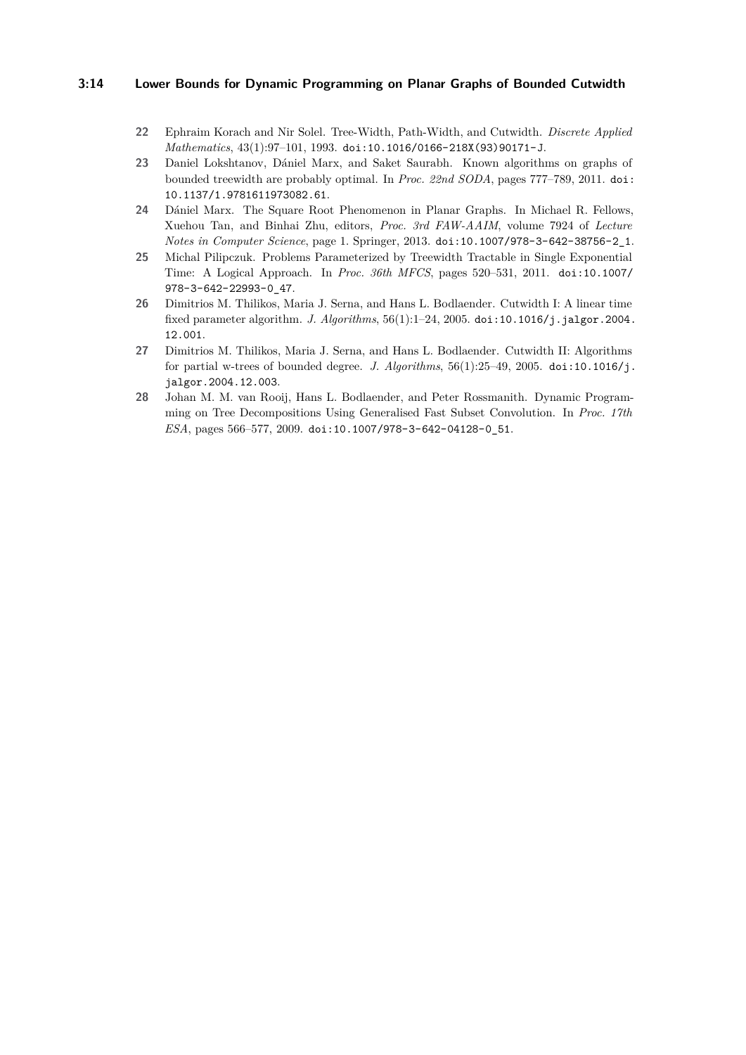22 Ephraim Korach and Nir Solel. Tree-Width, Path-Width, and Cutwidth. *Discrete Applied Mathematics*, 43(1):97–101, 1993. doi:10.1016/0166-218X(93)90171-J.

23 Daniel Lokshtanov, Dániel Marx, and Saket Saurabh. Known algorithms on graphs of bounded treewidth are probably optimal. In *Proc. 22nd SODA*, pages 777–789, 2011. doi:10.1137/1.9781611973082.61.

24 Dániel Marx. The Square Root Phenomenon in Planar Graphs. In Michael R. Fellows, Xuehou Tan, and Binhai Zhu, editors, *Proc. 3rd FAW-AAIM*, volume 7924 of *Lecture Notes in Computer Science*, page 1. Springer, 2013. doi:10.1007/978-3-642-38756-2_1.

25 Michal Pilipczuk. Problems Parameterized by Treewidth Tractable in Single Exponential Time: A Logical Approach. In *Proc. 36th MFCS*, pages 520–531, 2011. doi:10.1007/978-3-642-22993-0_47.

26 Dimitrios M. Thilikos, Maria J. Serna, and Hans L. Bodlaender. Cutwidth I: A linear time fixed parameter algorithm. *J. Algorithms*, 56(1):1–24, 2005. doi:10.1016/j.jalgor.2004.12.001.

27 Dimitrios M. Thilikos, Maria J. Serna, and Hans L. Bodlaender. Cutwidth II: Algorithms for partial w-trees of bounded degree. *J. Algorithms*, 56(1):25–49, 2005. doi:10.1016/j.jalgor.2004.12.003.

28 Johan M. M. van Rooij, Hans L. Bodlaender, and Peter Rossmanith. Dynamic Programming on Tree Decompositions Using Generalised Fast Subset Convolution. In *Proc. 17th ESA*, pages 566–577, 2009. doi:10.1007/978-3-642-04128-0_51.